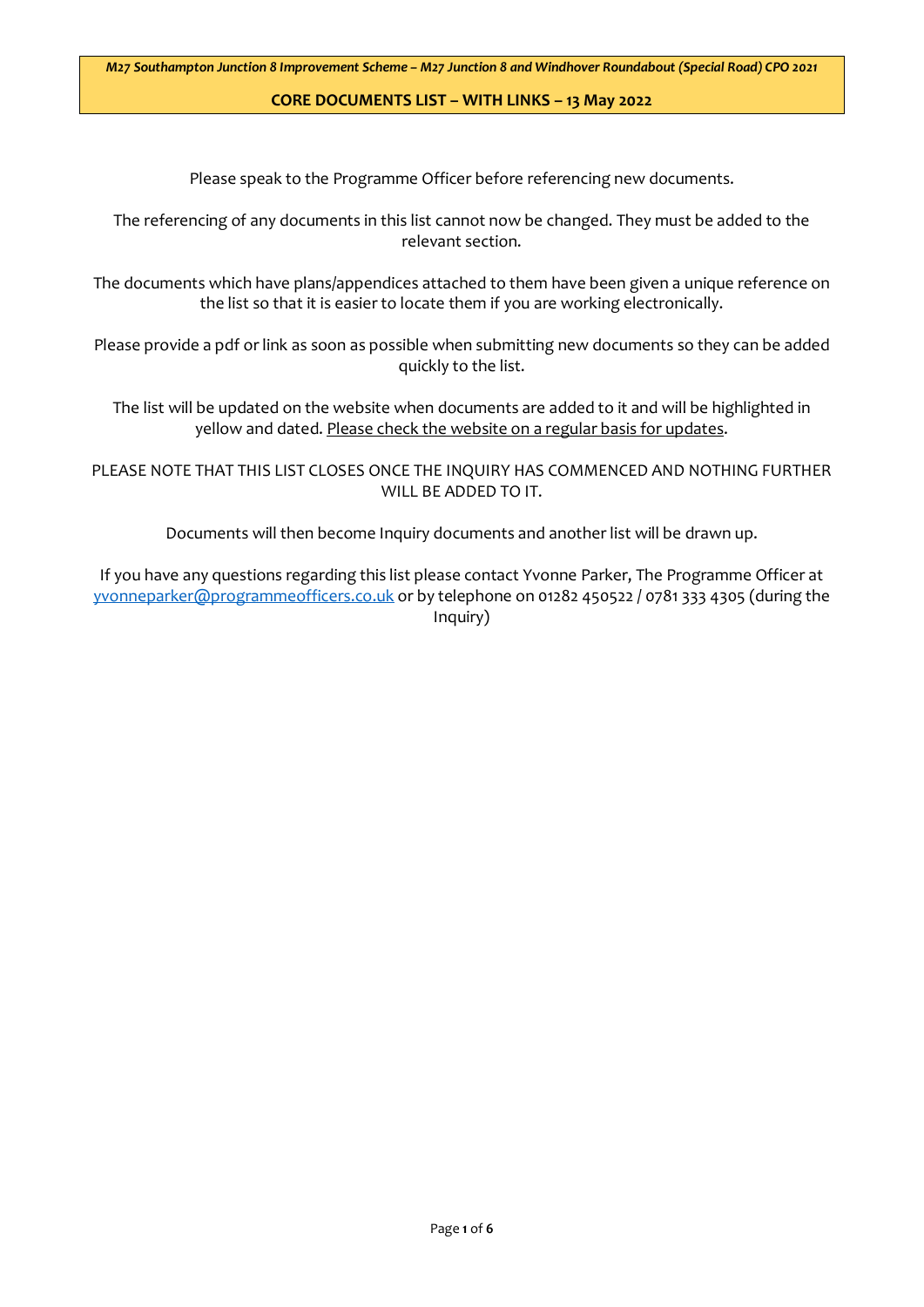***M27 Southampton Junction 8 Improvement Scheme – M27 Junction 8 and Windhover Roundabout (Special Road) CPO 2021***

**CORE DOCUMENTS LIST – WITH LINKS – 13 May 2022**

Please speak to the Programme Officer before referencing new documents.

The referencing of any documents in this list cannot now be changed. They must be added to the relevant section.

The documents which have plans/appendices attached to them have been given a unique reference on the list so that it is easier to locate them if you are working electronically.

Please provide a pdf or link as soon as possible when submitting new documents so they can be added quickly to the list.

The list will be updated on the website when documents are added to it and will be highlighted in yellow and dated. Please check the website on a regular basis for updates.

PLEASE NOTE THAT THIS LIST CLOSES ONCE THE INQUIRY HAS COMMENCED AND NOTHING FURTHER WILL BE ADDED TO IT.

Documents will then become Inquiry documents and another list will be drawn up.

If you have any questions regarding this list please contact Yvonne Parker, The Programme Officer at yvonneparker@programmeofficers.co.uk or by telephone on 01282 450522 / 0781 333 4305 (during the Inquiry)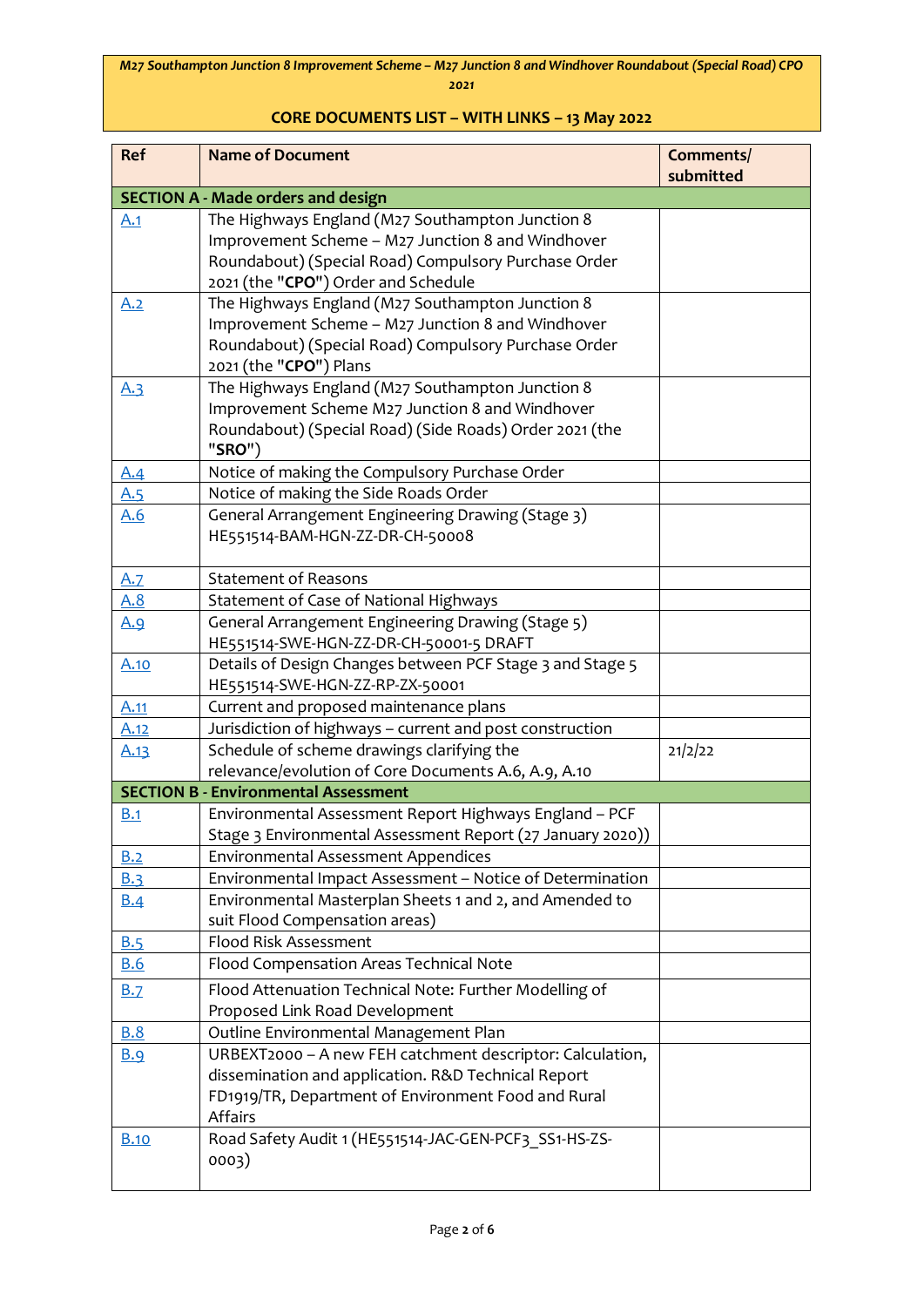**M27 Southampton Junction 8 Improvement Scheme – M27 Junction 8 and Windhover Roundabout (Special Road) CPO 2021**

**CORE DOCUMENTS LIST – WITH LINKS – 13 May 2022**

| Ref | Name of Document | Comments/ submitted |
|---|---|---|
| **SECTION A - Made orders and design** | | |
| A.1 | The Highways England (M27 Southampton Junction 8 Improvement Scheme – M27 Junction 8 and Windhover Roundabout) (Special Road) Compulsory Purchase Order 2021 (the "**CPO**") Order and Schedule | |
| A.2 | The Highways England (M27 Southampton Junction 8 Improvement Scheme – M27 Junction 8 and Windhover Roundabout) (Special Road) Compulsory Purchase Order 2021 (the "**CPO**") Plans | |
| A.3 | The Highways England (M27 Southampton Junction 8 Improvement Scheme M27 Junction 8 and Windhover Roundabout) (Special Road) (Side Roads) Order 2021 (the "**SRO**") | |
| A.4 | Notice of making the Compulsory Purchase Order | |
| A.5 | Notice of making the Side Roads Order | |
| A.6 | General Arrangement Engineering Drawing (Stage 3) HE551514-BAM-HGN-ZZ-DR-CH-50008 | |
| A.7 | Statement of Reasons | |
| A.8 | Statement of Case of National Highways | |
| A.9 | General Arrangement Engineering Drawing (Stage 5) HE551514-SWE-HGN-ZZ-DR-CH-50001-5 DRAFT | |
| A.10 | Details of Design Changes between PCF Stage 3 and Stage 5 HE551514-SWE-HGN-ZZ-RP-ZX-50001 | |
| A.11 | Current and proposed maintenance plans | |
| A.12 | Jurisdiction of highways – current and post construction | |
| A.13 | Schedule of scheme drawings clarifying the relevance/evolution of Core Documents A.6, A.9, A.10 | 21/2/22 |
| **SECTION B - Environmental Assessment** | | |
| B.1 | Environmental Assessment Report Highways England – PCF Stage 3 Environmental Assessment Report (27 January 2020)) | |
| B.2 | Environmental Assessment Appendices | |
| B.3 | Environmental Impact Assessment – Notice of Determination | |
| B.4 | Environmental Masterplan Sheets 1 and 2, and Amended to suit Flood Compensation areas) | |
| B.5 | Flood Risk Assessment | |
| B.6 | Flood Compensation Areas Technical Note | |
| B.7 | Flood Attenuation Technical Note: Further Modelling of Proposed Link Road Development | |
| B.8 | Outline Environmental Management Plan | |
| B.9 | URBEXT2000 – A new FEH catchment descriptor: Calculation, dissemination and application. R&D Technical Report FD1919/TR, Department of Environment Food and Rural Affairs | |
| B.10 | Road Safety Audit 1 (HE551514-JAC-GEN-PCF3_SS1-HS-ZS-0003) | |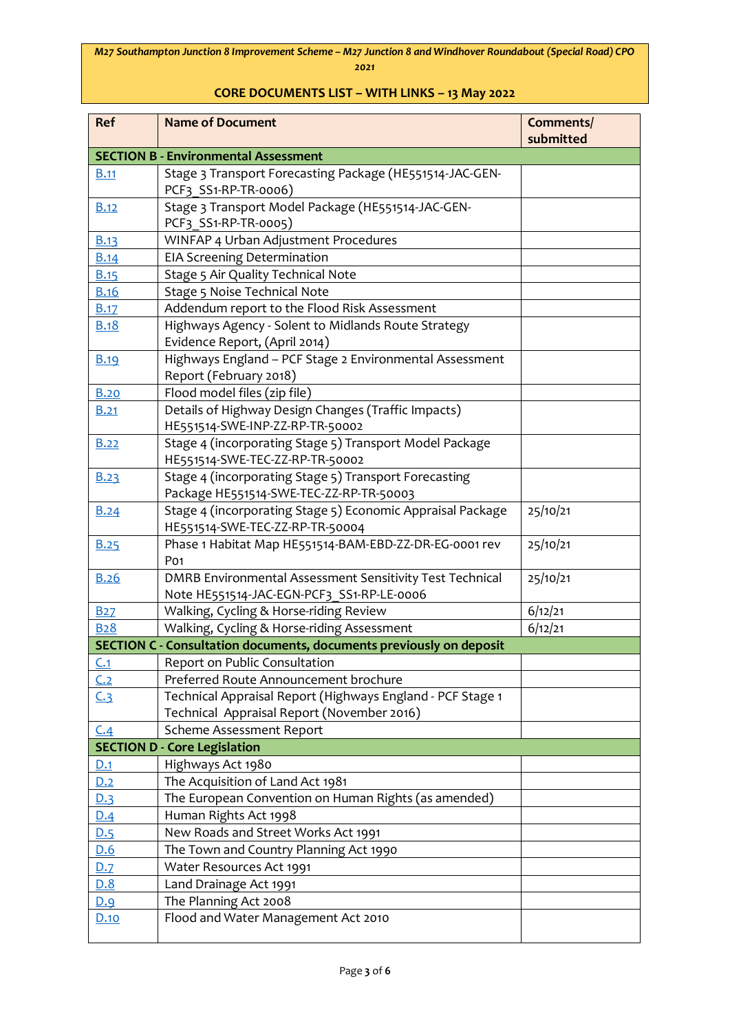*M27 Southampton Junction 8 Improvement Scheme – M27 Junction 8 and Windhover Roundabout (Special Road) CPO 2021*

**CORE DOCUMENTS LIST – WITH LINKS – 13 May 2022**

| Ref | Name of Document | Comments/ submitted |
|---|---|---|
| **SECTION B - Environmental Assessment** | | |
| B.11 | Stage 3 Transport Forecasting Package (HE551514-JAC-GEN-PCF3_SS1-RP-TR-0006) | |
| B.12 | Stage 3 Transport Model Package (HE551514-JAC-GEN-PCF3_SS1-RP-TR-0005) | |
| B.13 | WINFAP 4 Urban Adjustment Procedures | |
| B.14 | EIA Screening Determination | |
| B.15 | Stage 5 Air Quality Technical Note | |
| B.16 | Stage 5 Noise Technical Note | |
| B.17 | Addendum report to the Flood Risk Assessment | |
| B.18 | Highways Agency - Solent to Midlands Route Strategy Evidence Report, (April 2014) | |
| B.19 | Highways England – PCF Stage 2 Environmental Assessment Report (February 2018) | |
| B.20 | Flood model files (zip file) | |
| B.21 | Details of Highway Design Changes (Traffic Impacts) HE551514-SWE-INP-ZZ-RP-TR-50002 | |
| B.22 | Stage 4 (incorporating Stage 5) Transport Model Package HE551514-SWE-TEC-ZZ-RP-TR-50002 | |
| B.23 | Stage 4 (incorporating Stage 5) Transport Forecasting Package HE551514-SWE-TEC-ZZ-RP-TR-50003 | |
| B.24 | Stage 4 (incorporating Stage 5) Economic Appraisal Package HE551514-SWE-TEC-ZZ-RP-TR-50004 | 25/10/21 |
| B.25 | Phase 1 Habitat Map HE551514-BAM-EBD-ZZ-DR-EG-0001 rev P01 | 25/10/21 |
| B.26 | DMRB Environmental Assessment Sensitivity Test Technical Note HE551514-JAC-EGN-PCF3_SS1-RP-LE-0006 | 25/10/21 |
| B27 | Walking, Cycling & Horse-riding Review | 6/12/21 |
| B28 | Walking, Cycling & Horse-riding Assessment | 6/12/21 |
| **SECTION C - Consultation documents, documents previously on deposit** | | |
| C.1 | Report on Public Consultation | |
| C.2 | Preferred Route Announcement brochure | |
| C.3 | Technical Appraisal Report (Highways England - PCF Stage 1 Technical Appraisal Report (November 2016) | |
| C.4 | Scheme Assessment Report | |
| **SECTION D - Core Legislation** | | |
| D.1 | Highways Act 1980 | |
| D.2 | The Acquisition of Land Act 1981 | |
| D.3 | The European Convention on Human Rights (as amended) | |
| D.4 | Human Rights Act 1998 | |
| D.5 | New Roads and Street Works Act 1991 | |
| D.6 | The Town and Country Planning Act 1990 | |
| D.7 | Water Resources Act 1991 | |
| D.8 | Land Drainage Act 1991 | |
| D.9 | The Planning Act 2008 | |
| D.10 | Flood and Water Management Act 2010 | |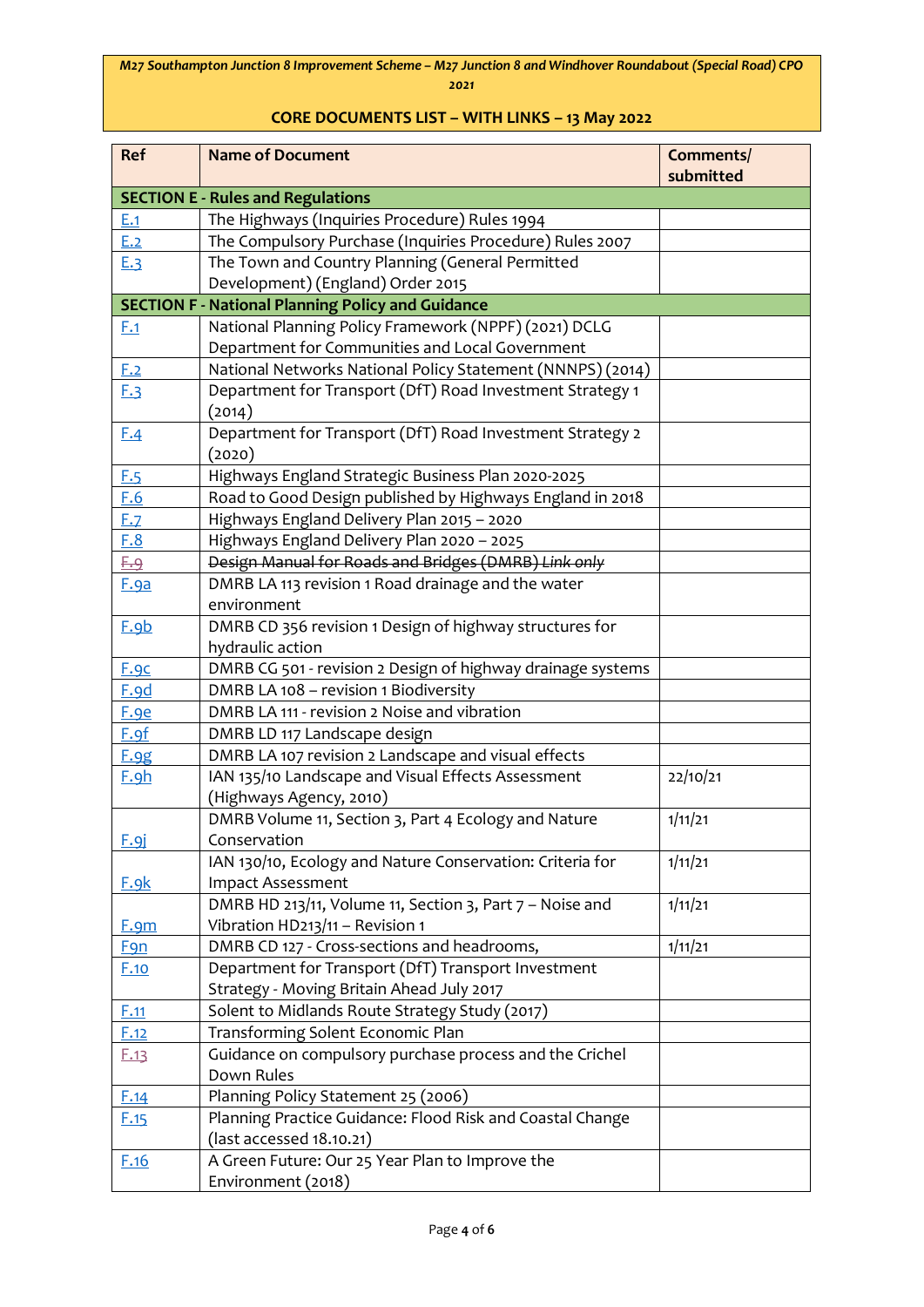**M27 Southampton Junction 8 Improvement Scheme – M27 Junction 8 and Windhover Roundabout (Special Road) CPO 2021**

**CORE DOCUMENTS LIST – WITH LINKS – 13 May 2022**

| Ref | Name of Document | Comments/ submitted |
|---|---|---|
| **SECTION E - Rules and Regulations** | | |
| E.1 | The Highways (Inquiries Procedure) Rules 1994 | |
| E.2 | The Compulsory Purchase (Inquiries Procedure) Rules 2007 | |
| E.3 | The Town and Country Planning (General Permitted Development) (England) Order 2015 | |
| **SECTION F - National Planning Policy and Guidance** | | |
| F.1 | National Planning Policy Framework (NPPF) (2021) DCLG Department for Communities and Local Government | |
| F.2 | National Networks National Policy Statement (NNPS) (2014) | |
| F.3 | Department for Transport (DfT) Road Investment Strategy 1 (2014) | |
| F.4 | Department for Transport (DfT) Road Investment Strategy 2 (2020) | |
| F.5 | Highways England Strategic Business Plan 2020-2025 | |
| F.6 | Road to Good Design published by Highways England in 2018 | |
| F.7 | Highways England Delivery Plan 2015 – 2020 | |
| F.8 | Highways England Delivery Plan 2020 – 2025 | |
| ~~F.9~~ | ~~Design Manual for Roads and Bridges (DMRB) *Link only*~~ | |
| F.9a | DMRB LA 113 revision 1 Road drainage and the water environment | |
| F.9b | DMRB CD 356 revision 1 Design of highway structures for hydraulic action | |
| F.9c | DMRB CG 501 - revision 2 Design of highway drainage systems | |
| F.9d | DMRB LA 108 – revision 1 Biodiversity | |
| F.9e | DMRB LA 111 - revision 2 Noise and vibration | |
| F.9f | DMRB LD 117 Landscape design | |
| F.9g | DMRB LA 107 revision 2 Landscape and visual effects | |
| F.9h | IAN 135/10 Landscape and Visual Effects Assessment (Highways Agency, 2010) | 22/10/21 |
| F.9j | DMRB Volume 11, Section 3, Part 4 Ecology and Nature Conservation | 1/11/21 |
| F.9k | IAN 130/10, Ecology and Nature Conservation: Criteria for Impact Assessment | 1/11/21 |
| F.9m | DMRB HD 213/11, Volume 11, Section 3, Part 7 – Noise and Vibration HD213/11 – Revision 1 | 1/11/21 |
| F9n | DMRB CD 127 - Cross-sections and headrooms, | 1/11/21 |
| F.10 | Department for Transport (DfT) Transport Investment Strategy - Moving Britain Ahead July 2017 | |
| F.11 | Solent to Midlands Route Strategy Study (2017) | |
| F.12 | Transforming Solent Economic Plan | |
| F.13 | Guidance on compulsory purchase process and the Crichel Down Rules | |
| F.14 | Planning Policy Statement 25 (2006) | |
| F.15 | Planning Practice Guidance: Flood Risk and Coastal Change (last accessed 18.10.21) | |
| F.16 | A Green Future: Our 25 Year Plan to Improve the Environment (2018) | |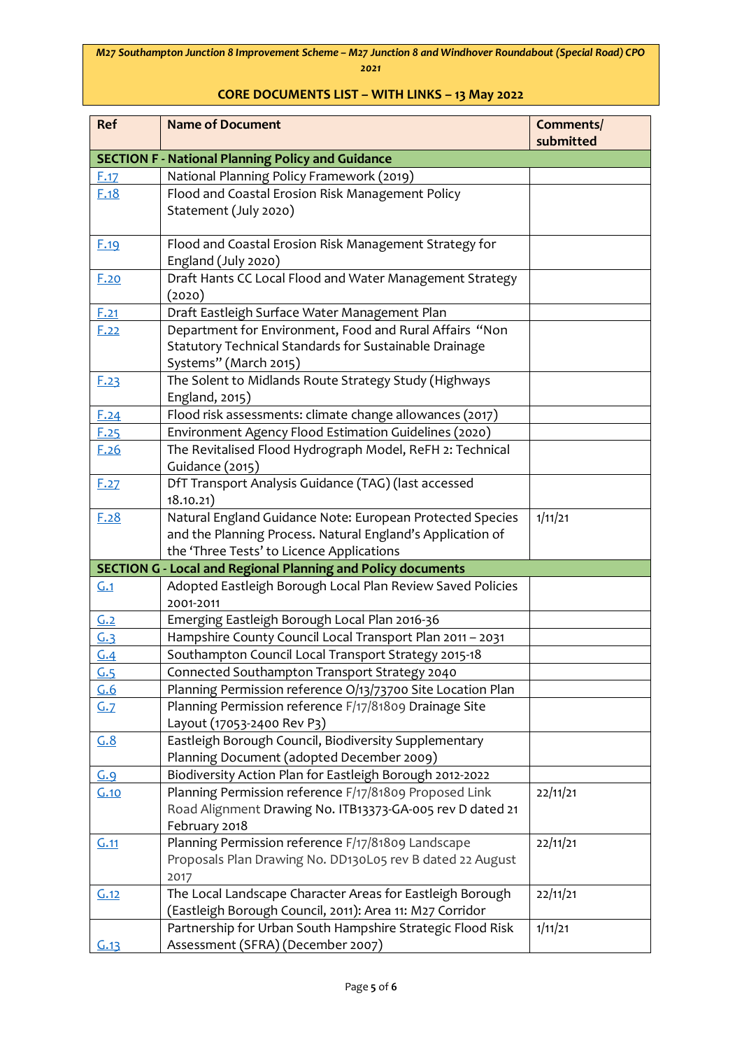M27 Southampton Junction 8 Improvement Scheme – M27 Junction 8 and Windhover Roundabout (Special Road) CPO 2021

**CORE DOCUMENTS LIST – WITH LINKS – 13 May 2022**

| Ref | Name of Document | Comments/ submitted |
|---|---|---|
| **SECTION F - National Planning Policy and Guidance** | | |
| F.17 | National Planning Policy Framework (2019) | |
| F.18 | Flood and Coastal Erosion Risk Management Policy Statement (July 2020) | |
| F.19 | Flood and Coastal Erosion Risk Management Strategy for England (July 2020) | |
| F.20 | Draft Hants CC Local Flood and Water Management Strategy (2020) | |
| F.21 | Draft Eastleigh Surface Water Management Plan | |
| F.22 | Department for Environment, Food and Rural Affairs "Non Statutory Technical Standards for Sustainable Drainage Systems" (March 2015) | |
| F.23 | The Solent to Midlands Route Strategy Study (Highways England, 2015) | |
| F.24 | Flood risk assessments: climate change allowances (2017) | |
| F.25 | Environment Agency Flood Estimation Guidelines (2020) | |
| F.26 | The Revitalised Flood Hydrograph Model, ReFH 2: Technical Guidance (2015) | |
| F.27 | DfT Transport Analysis Guidance (TAG) (last accessed 18.10.21) | |
| F.28 | Natural England Guidance Note: European Protected Species and the Planning Process. Natural England's Application of the 'Three Tests' to Licence Applications | 1/11/21 |
| **SECTION G - Local and Regional Planning and Policy documents** | | |
| G.1 | Adopted Eastleigh Borough Local Plan Review Saved Policies 2001-2011 | |
| G.2 | Emerging Eastleigh Borough Local Plan 2016-36 | |
| G.3 | Hampshire County Council Local Transport Plan 2011 – 2031 | |
| G.4 | Southampton Council Local Transport Strategy 2015-18 | |
| G.5 | Connected Southampton Transport Strategy 2040 | |
| G.6 | Planning Permission reference O/13/73700 Site Location Plan | |
| G.7 | Planning Permission reference F/17/81809 Drainage Site Layout (17053-2400 Rev P3) | |
| G.8 | Eastleigh Borough Council, Biodiversity Supplementary Planning Document (adopted December 2009) | |
| G.9 | Biodiversity Action Plan for Eastleigh Borough 2012-2022 | |
| G.10 | Planning Permission reference F/17/81809 Proposed Link Road Alignment Drawing No. ITB13373-GA-005 rev D dated 21 February 2018 | 22/11/21 |
| G.11 | Planning Permission reference F/17/81809 Landscape Proposals Plan Drawing No. DD130L05 rev B dated 22 August 2017 | 22/11/21 |
| G.12 | The Local Landscape Character Areas for Eastleigh Borough (Eastleigh Borough Council, 2011): Area 11: M27 Corridor | 22/11/21 |
| G.13 | Partnership for Urban South Hampshire Strategic Flood Risk Assessment (SFRA) (December 2007) | 1/11/21 |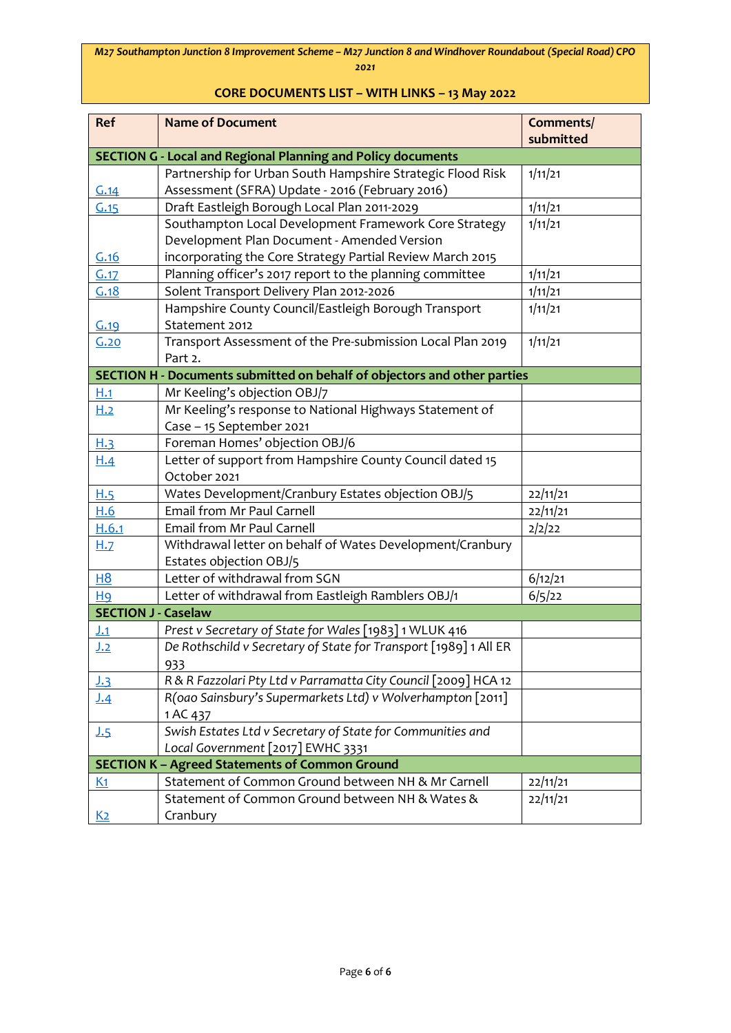*M27 Southampton Junction 8 Improvement Scheme – M27 Junction 8 and Windhover Roundabout (Special Road) CPO 2021*

**CORE DOCUMENTS LIST – WITH LINKS – 13 May 2022**

| Ref | Name of Document | Comments/ submitted |
|---|---|---|
| **SECTION G - Local and Regional Planning and Policy documents** | | |
| G.14 | Partnership for Urban South Hampshire Strategic Flood Risk Assessment (SFRA) Update - 2016 (February 2016) | 1/11/21 |
| G.15 | Draft Eastleigh Borough Local Plan 2011-2029 | 1/11/21 |
| G.16 | Southampton Local Development Framework Core Strategy Development Plan Document - Amended Version incorporating the Core Strategy Partial Review March 2015 | 1/11/21 |
| G.17 | Planning officer's 2017 report to the planning committee | 1/11/21 |
| G.18 | Solent Transport Delivery Plan 2012-2026 | 1/11/21 |
| G.19 | Hampshire County Council/Eastleigh Borough Transport Statement 2012 | 1/11/21 |
| G.20 | Transport Assessment of the Pre-submission Local Plan 2019 Part 2. | 1/11/21 |
| **SECTION H - Documents submitted on behalf of objectors and other parties** | | |
| H.1 | Mr Keeling's objection OBJ/7 | |
| H.2 | Mr Keeling's response to National Highways Statement of Case – 15 September 2021 | |
| H.3 | Foreman Homes' objection OBJ/6 | |
| H.4 | Letter of support from Hampshire County Council dated 15 October 2021 | |
| H.5 | Wates Development/Cranbury Estates objection OBJ/5 | 22/11/21 |
| H.6 | Email from Mr Paul Carnell | 22/11/21 |
| H.6.1 | Email from Mr Paul Carnell | 2/2/22 |
| H.7 | Withdrawal letter on behalf of Wates Development/Cranbury Estates objection OBJ/5 | |
| H8 | Letter of withdrawal from SGN | 6/12/21 |
| H9 | Letter of withdrawal from Eastleigh Ramblers OBJ/1 | 6/5/22 |
| **SECTION J - Caselaw** | | |
| J.1 | *Prest v Secretary of State for Wales* [1983] 1 WLUK 416 | |
| J.2 | *De Rothschild v Secretary of State for Transport* [1989] 1 All ER 933 | |
| J.3 | *R & R Fazzolari Pty Ltd v Parramatta City Council* [2009] HCA 12 | |
| J.4 | *R(oao Sainsbury's Supermarkets Ltd) v Wolverhampton* [2011] 1 AC 437 | |
| J.5 | *Swish Estates Ltd v Secretary of State for Communities and Local Government* [2017] EWHC 3331 | |
| **SECTION K – Agreed Statements of Common Ground** | | |
| K1 | Statement of Common Ground between NH & Mr Carnell | 22/11/21 |
| K2 | Statement of Common Ground between NH & Wates & Cranbury | 22/11/21 |